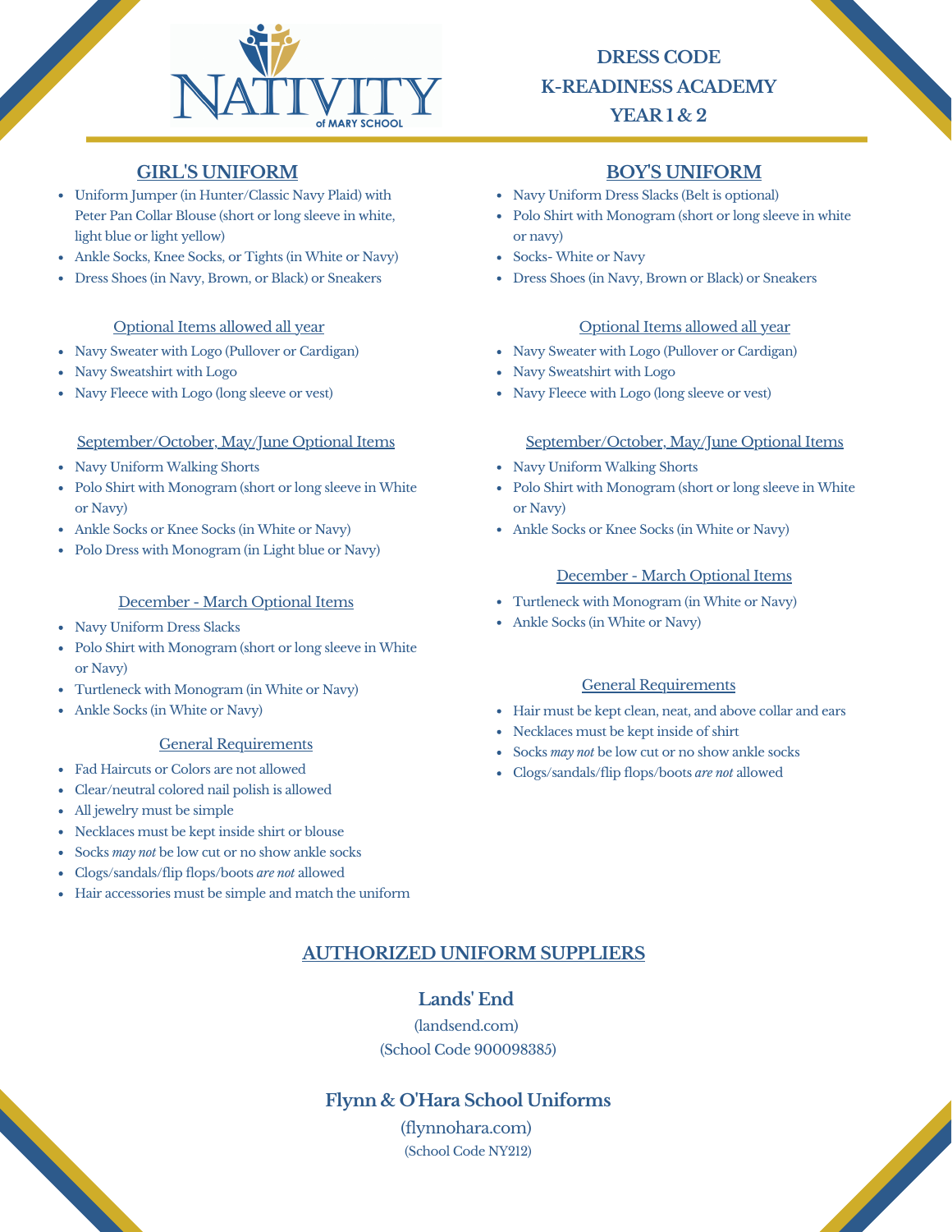NATIVITY of MARY SCHOOL

# DRESS CODE
# K-READINESS ACADEMY
# YEAR 1 & 2

## GIRL'S UNIFORM

- Uniform Jumper (in Hunter/Classic Navy Plaid) with Peter Pan Collar Blouse (short or long sleeve in white, light blue or light yellow)
- Ankle Socks, Knee Socks, or Tights (in White or Navy)
- Dress Shoes (in Navy, Brown, or Black) or Sneakers

### Optional Items allowed all year

- Navy Sweater with Logo (Pullover or Cardigan)
- Navy Sweatshirt with Logo
- Navy Fleece with Logo (long sleeve or vest)

### September/October, May/June Optional Items

- Navy Uniform Walking Shorts
- Polo Shirt with Monogram (short or long sleeve in White or Navy)
- Ankle Socks or Knee Socks (in White or Navy)
- Polo Dress with Monogram (in Light blue or Navy)

### December - March Optional Items

- Navy Uniform Dress Slacks
- Polo Shirt with Monogram (short or long sleeve in White or Navy)
- Turtleneck with Monogram (in White or Navy)
- Ankle Socks (in White or Navy)

### General Requirements

- Fad Haircuts or Colors are not allowed
- Clear/neutral colored nail polish is allowed
- All jewelry must be simple
- Necklaces must be kept inside shirt or blouse
- Socks *may not* be low cut or no show ankle socks
- Clogs/sandals/flip flops/boots *are not* allowed
- Hair accessories must be simple and match the uniform

## BOY'S UNIFORM

- Navy Uniform Dress Slacks (Belt is optional)
- Polo Shirt with Monogram (short or long sleeve in white or navy)
- Socks- White or Navy
- Dress Shoes (in Navy, Brown or Black) or Sneakers

### Optional Items allowed all year

- Navy Sweater with Logo (Pullover or Cardigan)
- Navy Sweatshirt with Logo
- Navy Fleece with Logo (long sleeve or vest)

### September/October, May/June Optional Items

- Navy Uniform Walking Shorts
- Polo Shirt with Monogram (short or long sleeve in White or Navy)
- Ankle Socks or Knee Socks (in White or Navy)

### December - March Optional Items

- Turtleneck with Monogram (in White or Navy)
- Ankle Socks (in White or Navy)

### General Requirements

- Hair must be kept clean, neat, and above collar and ears
- Necklaces must be kept inside of shirt
- Socks *may not* be low cut or no show ankle socks
- Clogs/sandals/flip flops/boots *are not* allowed

## AUTHORIZED UNIFORM SUPPLIERS

### Lands' End

(landsend.com)

(School Code 900098385)

### Flynn & O'Hara School Uniforms

(flynnohara.com)

(School Code NY212)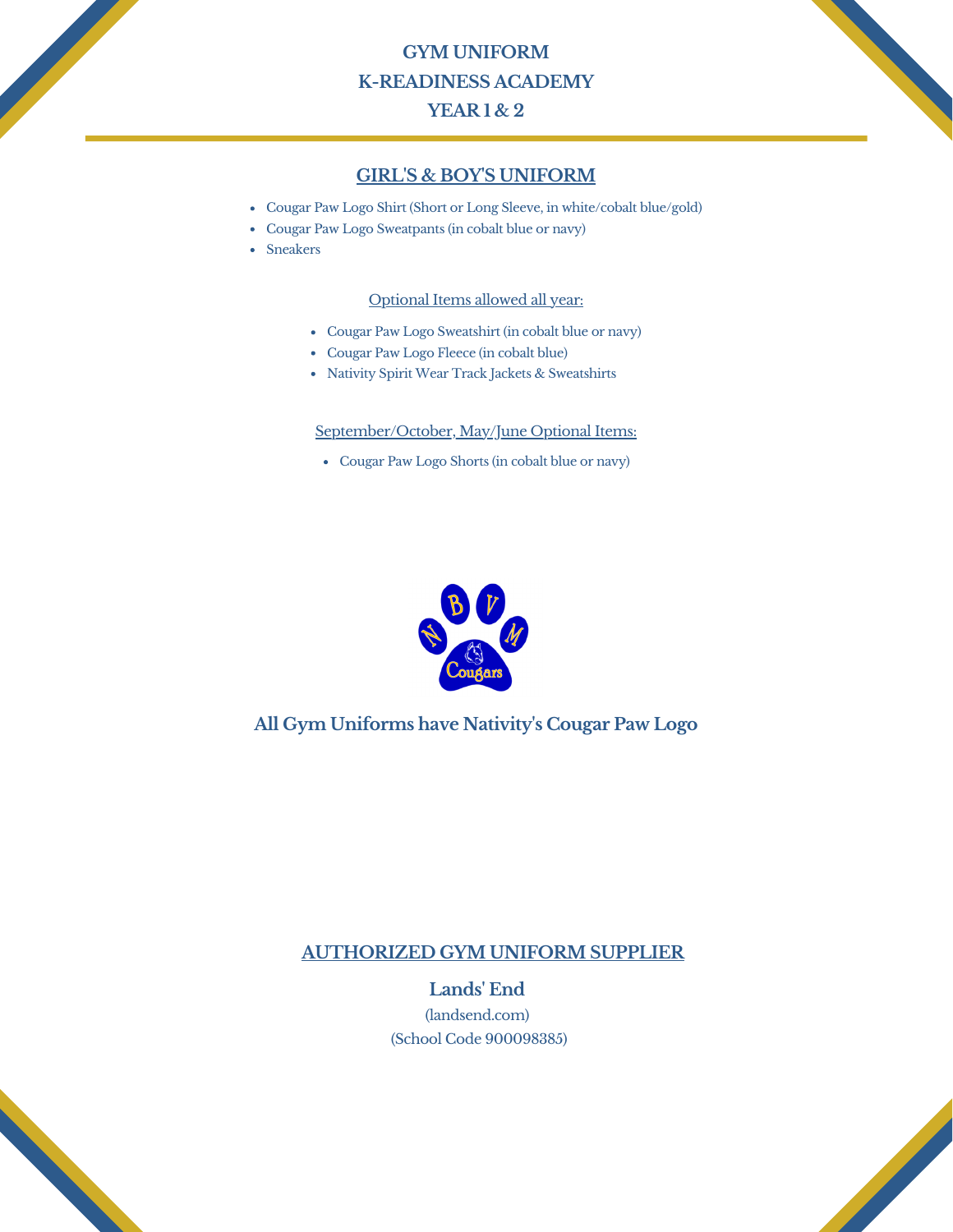# GYM UNIFORM
# K-READINESS ACADEMY
# YEAR 1 & 2

## GIRL'S & BOY'S UNIFORM

- Cougar Paw Logo Shirt (Short or Long Sleeve, in white/cobalt blue/gold)
- Cougar Paw Logo Sweatpants (in cobalt blue or navy)
- Sneakers

Optional Items allowed all year:

- Cougar Paw Logo Sweatshirt (in cobalt blue or navy)
- Cougar Paw Logo Fleece (in cobalt blue)
- Nativity Spirit Wear Track Jackets & Sweatshirts

September/October, May/June Optional Items:

- Cougar Paw Logo Shorts (in cobalt blue or navy)

**All Gym Uniforms have Nativity's Cougar Paw Logo**

## AUTHORIZED GYM UNIFORM SUPPLIER

**Lands' End**

(landsend.com)

(School Code 900098385)